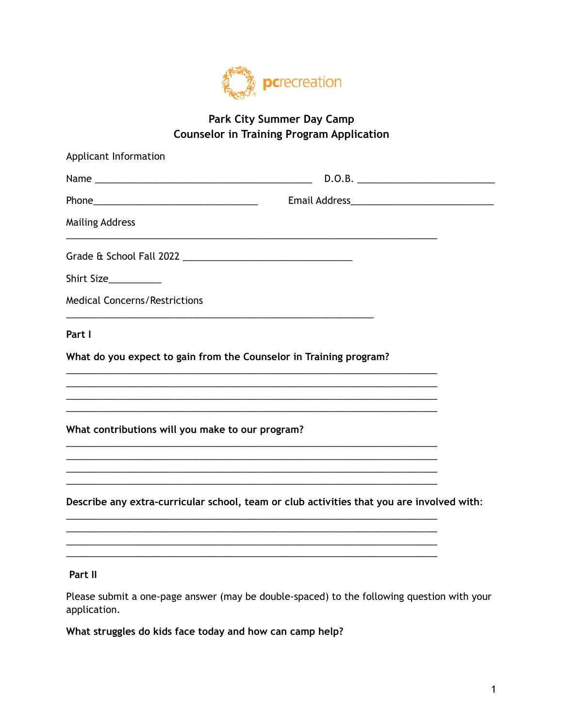pcrecreation

## Park City Summer Day Camp
## Counselor in Training Program Application

Applicant Information

Name ________________________________________ D.O.B. ________________________

Phone_____________________________ Email Address___________________________

Mailing Address

______________________________________________________________________

Grade & School Fall 2022 _______________________________

Shirt Size_________

Medical Concerns/Restrictions

__________________________________________________________

**Part I**

**What do you expect to gain from the Counselor in Training program?**

______________________________________________________________________
______________________________________________________________________
______________________________________________________________________
______________________________________________________________________

**What contributions will you make to our program?**

______________________________________________________________________
______________________________________________________________________
______________________________________________________________________
______________________________________________________________________

**Describe any extra-curricular school, team or club activities that you are involved with:**

______________________________________________________________________
______________________________________________________________________
______________________________________________________________________
______________________________________________________________________

**Part II**

Please submit a one-page answer (may be double-spaced) to the following question with your application.

**What struggles do kids face today and how can camp help?**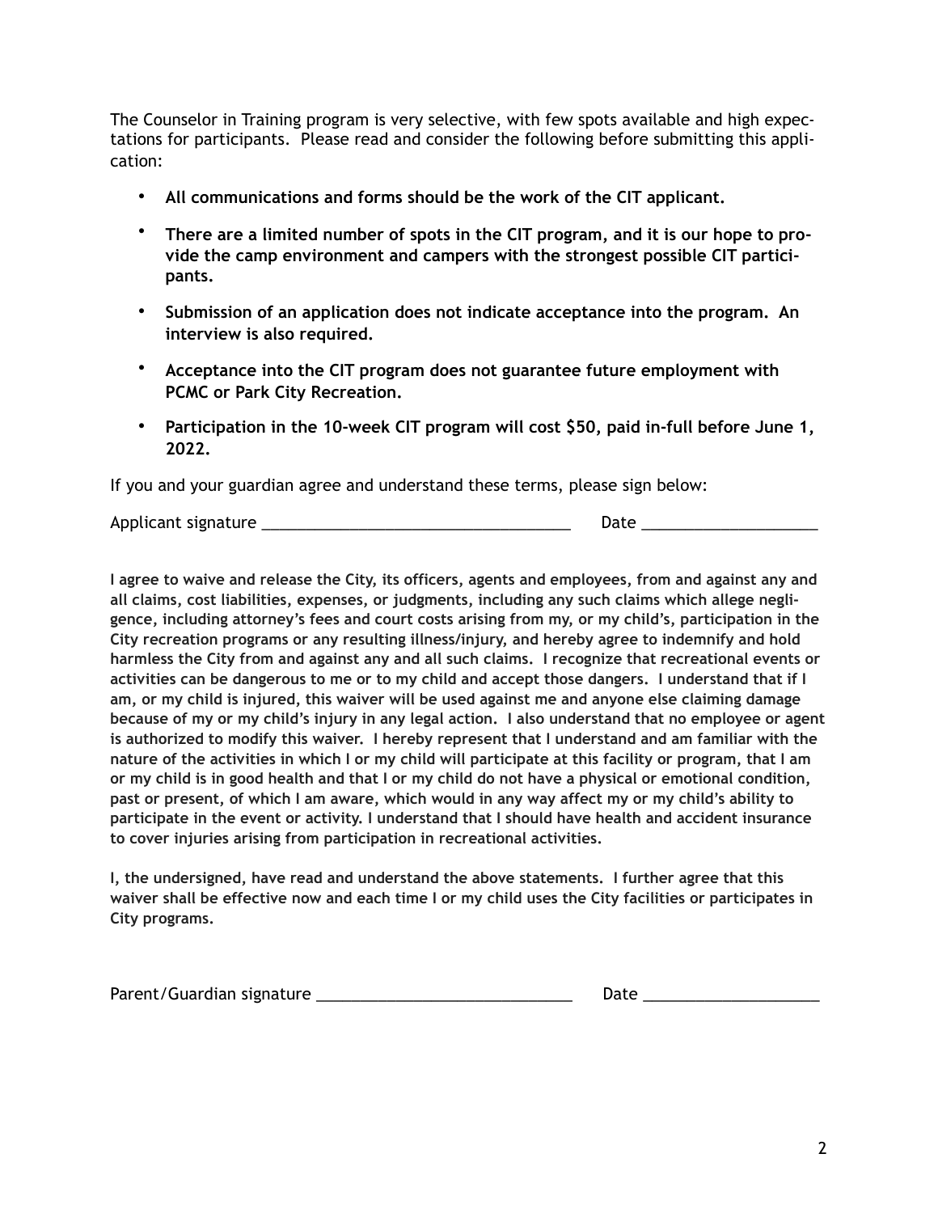The Counselor in Training program is very selective, with few spots available and high expectations for participants. Please read and consider the following before submitting this application:

- **All communications and forms should be the work of the CIT applicant.**
- **There are a limited number of spots in the CIT program, and it is our hope to provide the camp environment and campers with the strongest possible CIT participants.**
- **Submission of an application does not indicate acceptance into the program. An interview is also required.**
- **Acceptance into the CIT program does not guarantee future employment with PCMC or Park City Recreation.**
- **Participation in the 10-week CIT program will cost $50, paid in-full before June 1, 2022.**

If you and your guardian agree and understand these terms, please sign below:

Applicant signature ___________________________________ Date ____________________

**I agree to waive and release the City, its officers, agents and employees, from and against any and all claims, cost liabilities, expenses, or judgments, including any such claims which allege negligence, including attorney's fees and court costs arising from my, or my child's, participation in the City recreation programs or any resulting illness/injury, and hereby agree to indemnify and hold harmless the City from and against any and all such claims. I recognize that recreational events or activities can be dangerous to me or to my child and accept those dangers. I understand that if I am, or my child is injured, this waiver will be used against me and anyone else claiming damage because of my or my child's injury in any legal action. I also understand that no employee or agent is authorized to modify this waiver. I hereby represent that I understand and am familiar with the nature of the activities in which I or my child will participate at this facility or program, that I am or my child is in good health and that I or my child do not have a physical or emotional condition, past or present, of which I am aware, which would in any way affect my or my child's ability to participate in the event or activity. I understand that I should have health and accident insurance to cover injuries arising from participation in recreational activities.**

**I, the undersigned, have read and understand the above statements. I further agree that this waiver shall be effective now and each time I or my child uses the City facilities or participates in City programs.**

Parent/Guardian signature _____________________________ Date ____________________